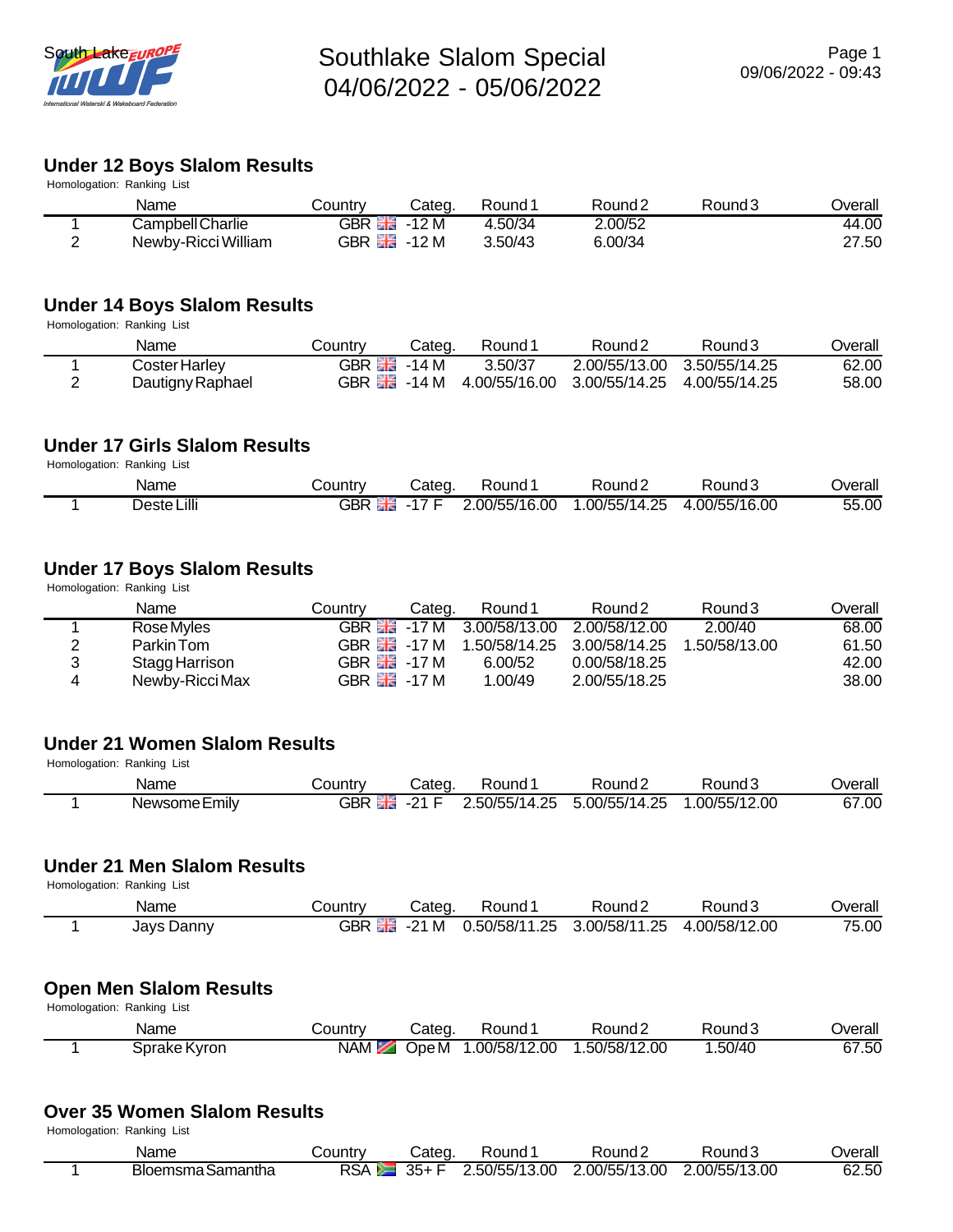# Southlake Slalom Special
## 04/06/2022 - 05/06/2022

09/06/2022 - 09:43

### Under 12 Boys Slalom Results

Homologation: Ranking List

| | Name | Country | Categ. | Round 1 | Round 2 | Round 3 | Overall |
|---|---|---|---|---|---|---|---|
| 1 | Campbell Charlie | GBR | -12 M | 4.50/34 | 2.00/52 | | 44.00 |
| 2 | Newby-Ricci William | GBR | -12 M | 3.50/43 | 6.00/34 | | 27.50 |

### Under 14 Boys Slalom Results

Homologation: Ranking List

| | Name | Country | Categ. | Round 1 | Round 2 | Round 3 | Overall |
|---|---|---|---|---|---|---|---|
| 1 | Coster Harley | GBR | -14 M | 3.50/37 | 2.00/55/13.00 | 3.50/55/14.25 | 62.00 |
| 2 | Dautigny Raphael | GBR | -14 M | 4.00/55/16.00 | 3.00/55/14.25 | 4.00/55/14.25 | 58.00 |

### Under 17 Girls Slalom Results

Homologation: Ranking List

| | Name | Country | Categ. | Round 1 | Round 2 | Round 3 | Overall |
|---|---|---|---|---|---|---|---|
| 1 | Deste Lilli | GBR | -17 F | 2.00/55/16.00 | 1.00/55/14.25 | 4.00/55/16.00 | 55.00 |

### Under 17 Boys Slalom Results

Homologation: Ranking List

| | Name | Country | Categ. | Round 1 | Round 2 | Round 3 | Overall |
|---|---|---|---|---|---|---|---|
| 1 | Rose Myles | GBR | -17 M | 3.00/58/13.00 | 2.00/58/12.00 | 2.00/40 | 68.00 |
| 2 | Parkin Tom | GBR | -17 M | 1.50/58/14.25 | 3.00/58/14.25 | 1.50/58/13.00 | 61.50 |
| 3 | Stagg Harrison | GBR | -17 M | 6.00/52 | 0.00/58/18.25 | | 42.00 |
| 4 | Newby-Ricci Max | GBR | -17 M | 1.00/49 | 2.00/55/18.25 | | 38.00 |

### Under 21 Women Slalom Results

Homologation: Ranking List

| | Name | Country | Categ. | Round 1 | Round 2 | Round 3 | Overall |
|---|---|---|---|---|---|---|---|
| 1 | Newsome Emily | GBR | -21 F | 2.50/55/14.25 | 5.00/55/14.25 | 1.00/55/12.00 | 67.00 |

### Under 21 Men Slalom Results

Homologation: Ranking List

| | Name | Country | Categ. | Round 1 | Round 2 | Round 3 | Overall |
|---|---|---|---|---|---|---|---|
| 1 | Jays Danny | GBR | -21 M | 0.50/58/11.25 | 3.00/58/11.25 | 4.00/58/12.00 | 75.00 |

### Open Men Slalom Results

Homologation: Ranking List

| | Name | Country | Categ. | Round 1 | Round 2 | Round 3 | Overall |
|---|---|---|---|---|---|---|---|
| 1 | Sprake Kyron | NAM | Ope M | 1.00/58/12.00 | 1.50/58/12.00 | 1.50/40 | 67.50 |

### Over 35 Women Slalom Results

Homologation: Ranking List

| | Name | Country | Categ. | Round 1 | Round 2 | Round 3 | Overall |
|---|---|---|---|---|---|---|---|
| 1 | Bloemsma Samantha | RSA | 35+ F | 2.50/55/13.00 | 2.00/55/13.00 | 2.00/55/13.00 | 62.50 |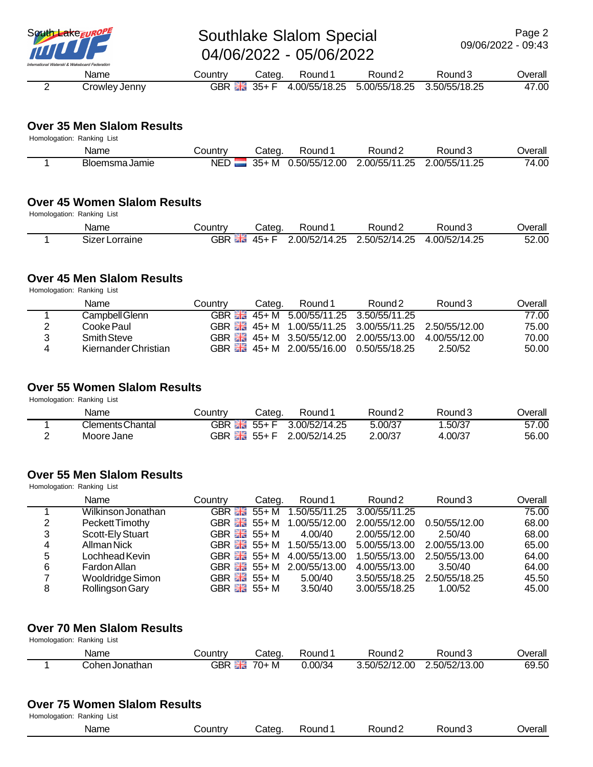| | Name | Country | Categ. | Round 1 | Round 2 | Round 3 | Overall |
|---|---|---|---|---|---|---|---|
| 2 | Crowley Jenny | GBR | 35+ F | 4.00/55/18.25 | 5.00/55/18.25 | 3.50/55/18.25 | 47.00 |

## Over 35 Men Slalom Results

Homologation: Ranking List

| | Name | Country | Categ. | Round 1 | Round 2 | Round 3 | Overall |
|---|---|---|---|---|---|---|---|
| 1 | Bloemsma Jamie | NED | 35+ M | 0.50/55/12.00 | 2.00/55/11.25 | 2.00/55/11.25 | 74.00 |

## Over 45 Women Slalom Results

Homologation: Ranking List

| | Name | Country | Categ. | Round 1 | Round 2 | Round 3 | Overall |
|---|---|---|---|---|---|---|---|
| 1 | Sizer Lorraine | GBR | 45+ F | 2.00/52/14.25 | 2.50/52/14.25 | 4.00/52/14.25 | 52.00 |

## Over 45 Men Slalom Results

Homologation: Ranking List

| | Name | Country | Categ. | Round 1 | Round 2 | Round 3 | Overall |
|---|---|---|---|---|---|---|---|
| 1 | Campbell Glenn | GBR | 45+ M | 5.00/55/11.25 | 3.50/55/11.25 | | 77.00 |
| 2 | Cooke Paul | GBR | 45+ M | 1.00/55/11.25 | 3.00/55/11.25 | 2.50/55/12.00 | 75.00 |
| 3 | Smith Steve | GBR | 45+ M | 3.50/55/12.00 | 2.00/55/13.00 | 4.00/55/12.00 | 70.00 |
| 4 | Kiernander Christian | GBR | 45+ M | 2.00/55/16.00 | 0.50/55/18.25 | 2.50/52 | 50.00 |

## Over 55 Women Slalom Results

Homologation: Ranking List

| | Name | Country | Categ. | Round 1 | Round 2 | Round 3 | Overall |
|---|---|---|---|---|---|---|---|
| 1 | Clements Chantal | GBR | 55+ F | 3.00/52/14.25 | 5.00/37 | 1.50/37 | 57.00 |
| 2 | Moore Jane | GBR | 55+ F | 2.00/52/14.25 | 2.00/37 | 4.00/37 | 56.00 |

## Over 55 Men Slalom Results

Homologation: Ranking List

| | Name | Country | Categ. | Round 1 | Round 2 | Round 3 | Overall |
|---|---|---|---|---|---|---|---|
| 1 | Wilkinson Jonathan | GBR | 55+ M | 1.50/55/11.25 | 3.00/55/11.25 | | 75.00 |
| 2 | Peckett Timothy | GBR | 55+ M | 1.00/55/12.00 | 2.00/55/12.00 | 0.50/55/12.00 | 68.00 |
| 3 | Scott-Ely Stuart | GBR | 55+ M | 4.00/40 | 2.00/55/12.00 | 2.50/40 | 68.00 |
| 4 | Allman Nick | GBR | 55+ M | 1.50/55/13.00 | 5.00/55/13.00 | 2.00/55/13.00 | 65.00 |
| 5 | Lochhead Kevin | GBR | 55+ M | 4.00/55/13.00 | 1.50/55/13.00 | 2.50/55/13.00 | 64.00 |
| 6 | Fardon Allan | GBR | 55+ M | 2.00/55/13.00 | 4.00/55/13.00 | 3.50/40 | 64.00 |
| 7 | Wooldridge Simon | GBR | 55+ M | 5.00/40 | 3.50/55/18.25 | 2.50/55/18.25 | 45.50 |
| 8 | Rollingson Gary | GBR | 55+ M | 3.50/40 | 3.00/55/18.25 | 1.00/52 | 45.00 |

## Over 70 Men Slalom Results

Homologation: Ranking List

| | Name | Country | Categ. | Round 1 | Round 2 | Round 3 | Overall |
|---|---|---|---|---|---|---|---|
| 1 | Cohen Jonathan | GBR | 70+ M | 0.00/34 | 3.50/52/12.00 | 2.50/52/13.00 | 69.50 |

## Over 75 Women Slalom Results

Homologation: Ranking List

| Name | Country | Categ. | Round 1 | Round 2 | Round 3 | Overall |
|---|---|---|---|---|---|---|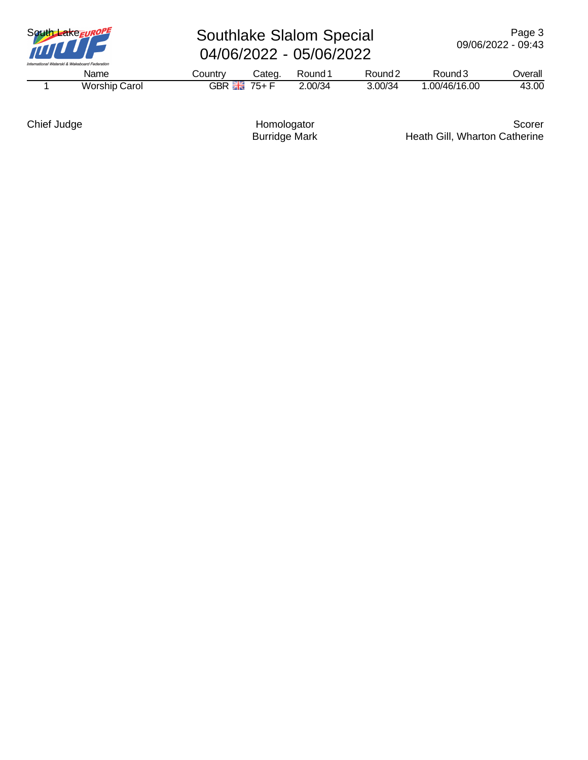# Southlake Slalom Special
## 04/06/2022 - 05/06/2022

| | Name | Country | Categ. | Round 1 | Round 2 | Round 3 | Overall |
|---|---|---|---|---|---|---|---|
| 1 | Worship Carol | GBR | 75+ F | 2.00/34 | 3.00/34 | 1.00/46/16.00 | 43.00 |

| Chief Judge | Homologator | Scorer |
|---|---|---|
| | Burridge Mark | Heath Gill, Wharton Catherine |